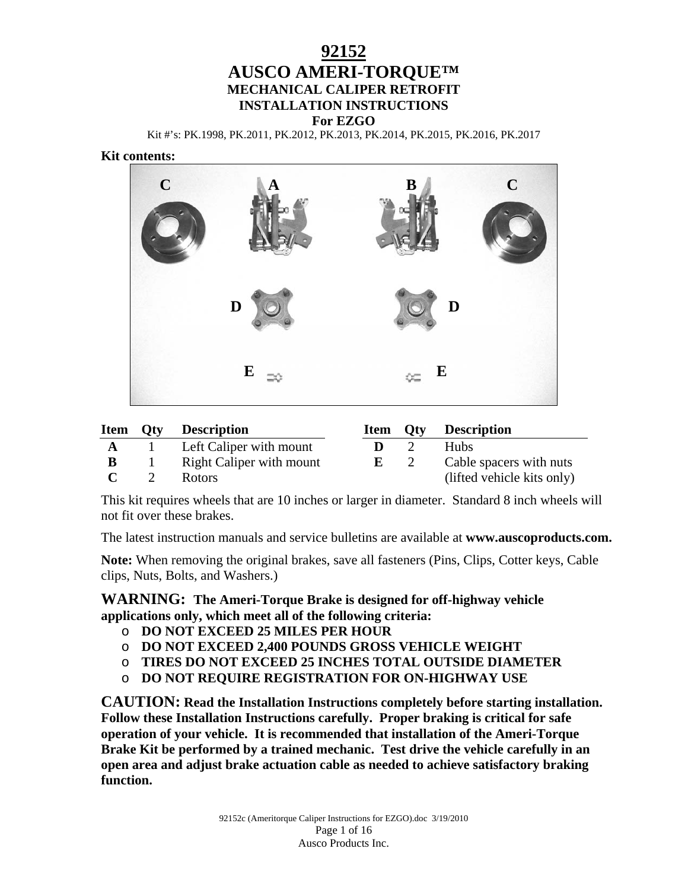# 92152

# AUSCO AMERI-TORQUE™

## MECHANICAL CALIPER RETROFIT

## INSTALLATION INSTRUCTIONS

## For EZGO

Kit #'s: PK.1998, PK.2011, PK.2012, PK.2013, PK.2014, PK.2015, PK.2016, PK.2017

**Kit contents:**

| Item | Qty | Description | Item | Qty | Description |
|---|---|---|---|---|---|
| **A** | 1 | Left Caliper with mount | **D** | 2 | Hubs |
| **B** | 1 | Right Caliper with mount | **E** | 2 | Cable spacers with nuts (lifted vehicle kits only) |
| **C** | 2 | Rotors | | | |

This kit requires wheels that are 10 inches or larger in diameter. Standard 8 inch wheels will not fit over these brakes.

The latest instruction manuals and service bulletins are available at **www.auscoproducts.com.**

**Note:** When removing the original brakes, save all fasteners (Pins, Clips, Cotter keys, Cable clips, Nuts, Bolts, and Washers.)

**WARNING: The Ameri-Torque Brake is designed for off-highway vehicle applications only, which meet all of the following criteria:**

- **DO NOT EXCEED 25 MILES PER HOUR**
- **DO NOT EXCEED 2,400 POUNDS GROSS VEHICLE WEIGHT**
- **TIRES DO NOT EXCEED 25 INCHES TOTAL OUTSIDE DIAMETER**
- **DO NOT REQUIRE REGISTRATION FOR ON-HIGHWAY USE**

**CAUTION: Read the Installation Instructions completely before starting installation. Follow these Installation Instructions carefully. Proper braking is critical for safe operation of your vehicle. It is recommended that installation of the Ameri-Torque Brake Kit be performed by a trained mechanic. Test drive the vehicle carefully in an open area and adjust brake actuation cable as needed to achieve satisfactory braking function.**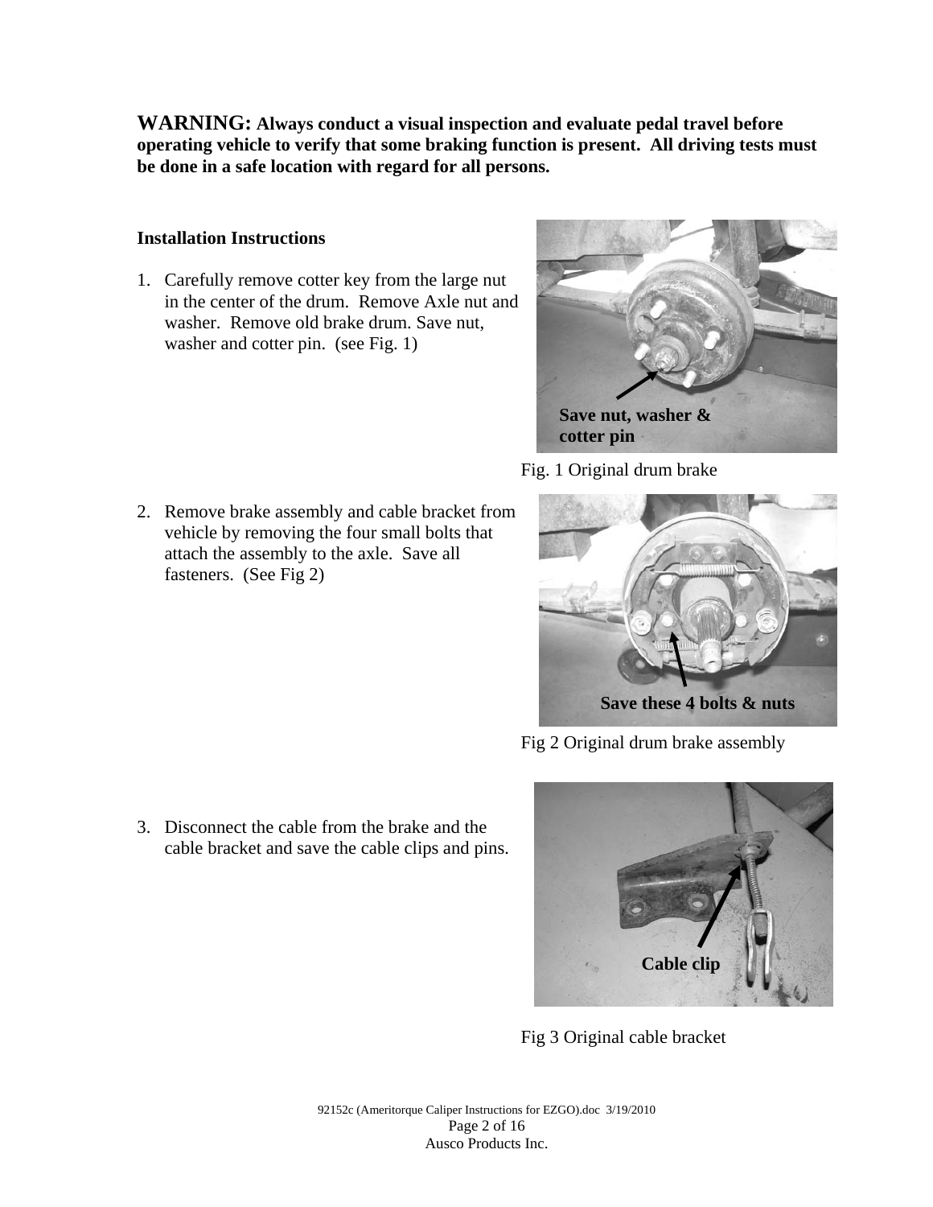**WARNING: Always conduct a visual inspection and evaluate pedal travel before operating vehicle to verify that some braking function is present. All driving tests must be done in a safe location with regard for all persons.**

**Installation Instructions**

1. Carefully remove cotter key from the large nut in the center of the drum. Remove Axle nut and washer. Remove old brake drum. Save nut, washer and cotter pin. (see Fig. 1)

**Save nut, washer & cotter pin**

Fig. 1 Original drum brake

2. Remove brake assembly and cable bracket from vehicle by removing the four small bolts that attach the assembly to the axle. Save all fasteners. (See Fig 2)

**Save these 4 bolts & nuts**

Fig 2 Original drum brake assembly

3. Disconnect the cable from the brake and the cable bracket and save the cable clips and pins.

**Cable clip**

Fig 3 Original cable bracket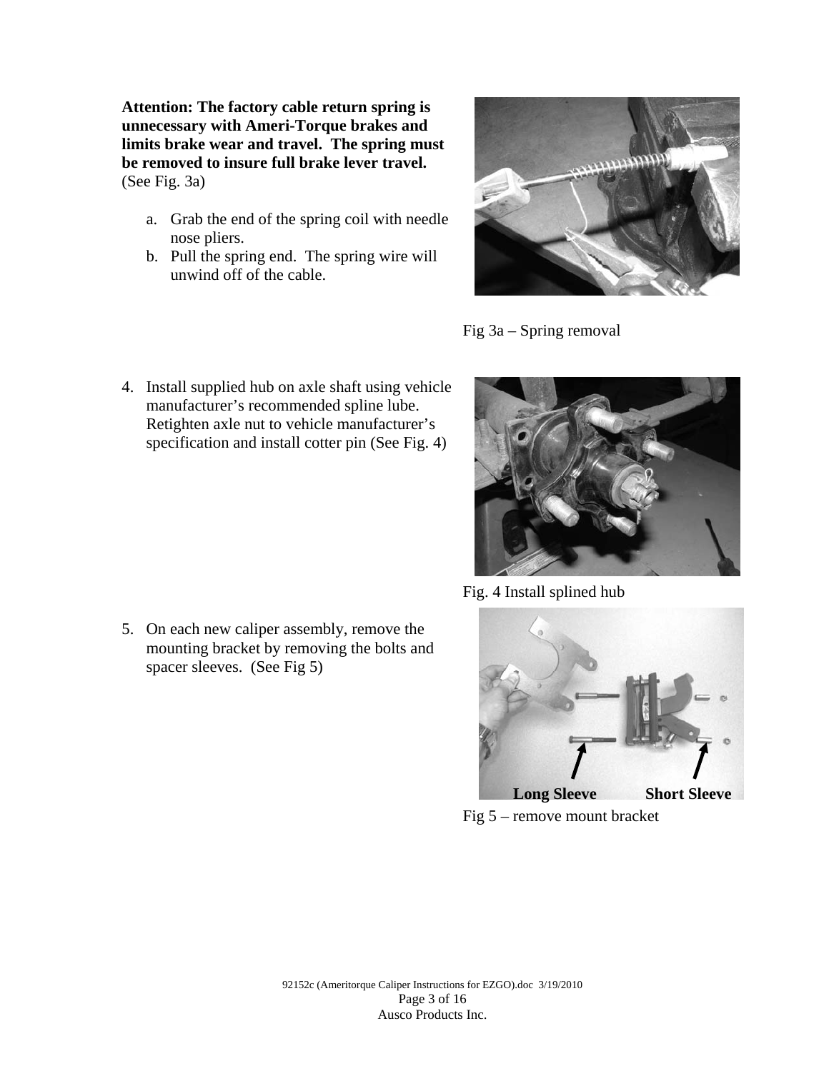**Attention: The factory cable return spring is unnecessary with Ameri-Torque brakes and limits brake wear and travel. The spring must be removed to insure full brake lever travel.** (See Fig. 3a)

a. Grab the end of the spring coil with needle nose pliers.
b. Pull the spring end. The spring wire will unwind off of the cable.

Fig 3a – Spring removal

4. Install supplied hub on axle shaft using vehicle manufacturer's recommended spline lube. Retighten axle nut to vehicle manufacturer's specification and install cotter pin (See Fig. 4)

Fig. 4 Install splined hub

5. On each new caliper assembly, remove the mounting bracket by removing the bolts and spacer sleeves. (See Fig 5)

**Long Sleeve** **Short Sleeve**

Fig 5 – remove mount bracket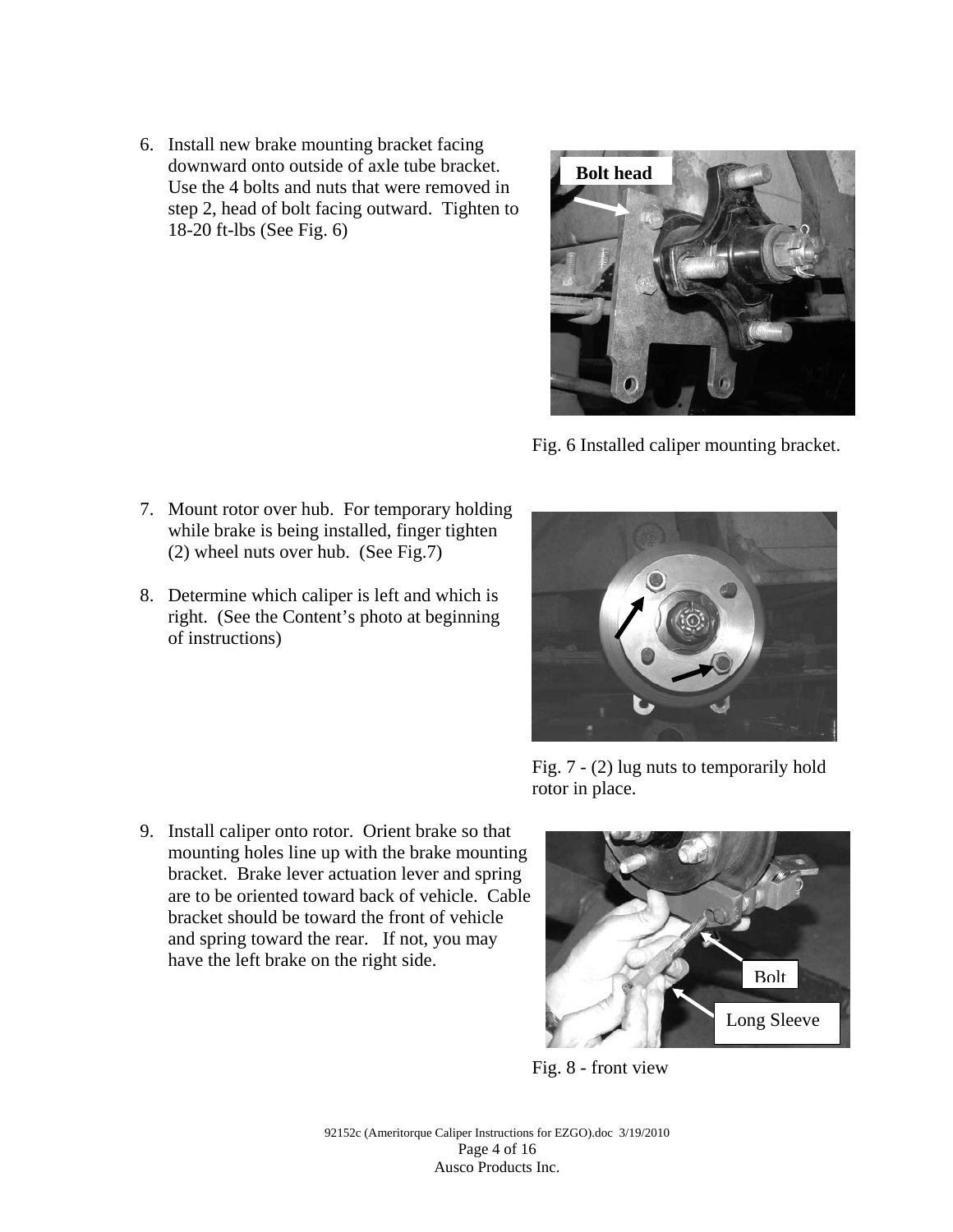6. Install new brake mounting bracket facing downward onto outside of axle tube bracket. Use the 4 bolts and nuts that were removed in step 2, head of bolt facing outward. Tighten to 18-20 ft-lbs (See Fig. 6)

Fig. 6 Installed caliper mounting bracket.

7. Mount rotor over hub. For temporary holding while brake is being installed, finger tighten (2) wheel nuts over hub. (See Fig.7)

8. Determine which caliper is left and which is right. (See the Content's photo at beginning of instructions)

Fig. 7 - (2) lug nuts to temporarily hold rotor in place.

9. Install caliper onto rotor. Orient brake so that mounting holes line up with the brake mounting bracket. Brake lever actuation lever and spring are to be oriented toward back of vehicle. Cable bracket should be toward the front of vehicle and spring toward the rear. If not, you may have the left brake on the right side.

Fig. 8 - front view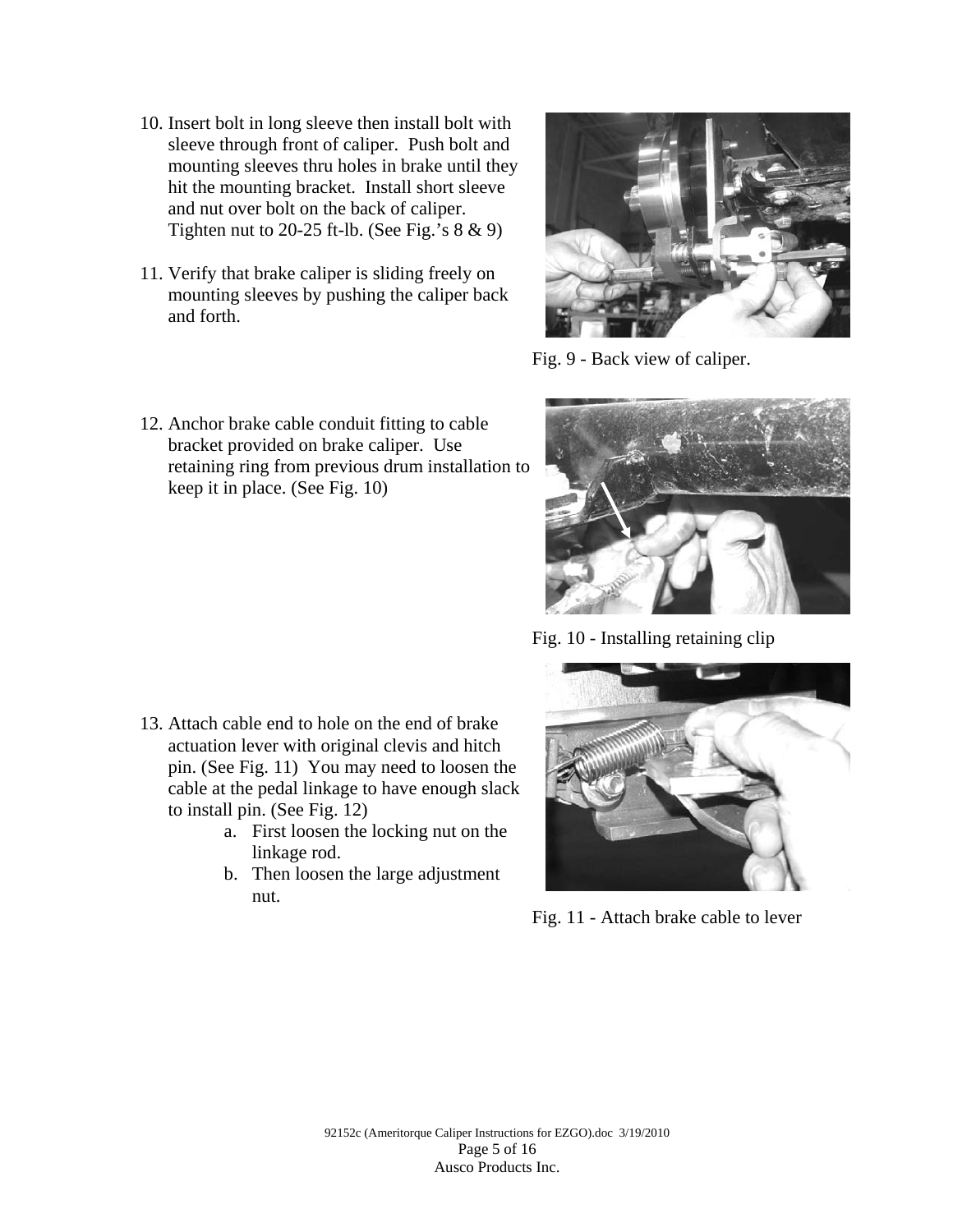10. Insert bolt in long sleeve then install bolt with sleeve through front of caliper. Push bolt and mounting sleeves thru holes in brake until they hit the mounting bracket. Install short sleeve and nut over bolt on the back of caliper. Tighten nut to 20-25 ft-lb. (See Fig.'s 8 & 9)

11. Verify that brake caliper is sliding freely on mounting sleeves by pushing the caliper back and forth.

Fig. 9 - Back view of caliper.

12. Anchor brake cable conduit fitting to cable bracket provided on brake caliper. Use retaining ring from previous drum installation to keep it in place. (See Fig. 10)

Fig. 10 - Installing retaining clip

13. Attach cable end to hole on the end of brake actuation lever with original clevis and hitch pin. (See Fig. 11) You may need to loosen the cable at the pedal linkage to have enough slack to install pin. (See Fig. 12)
    a. First loosen the locking nut on the linkage rod.
    b. Then loosen the large adjustment nut.

Fig. 11 - Attach brake cable to lever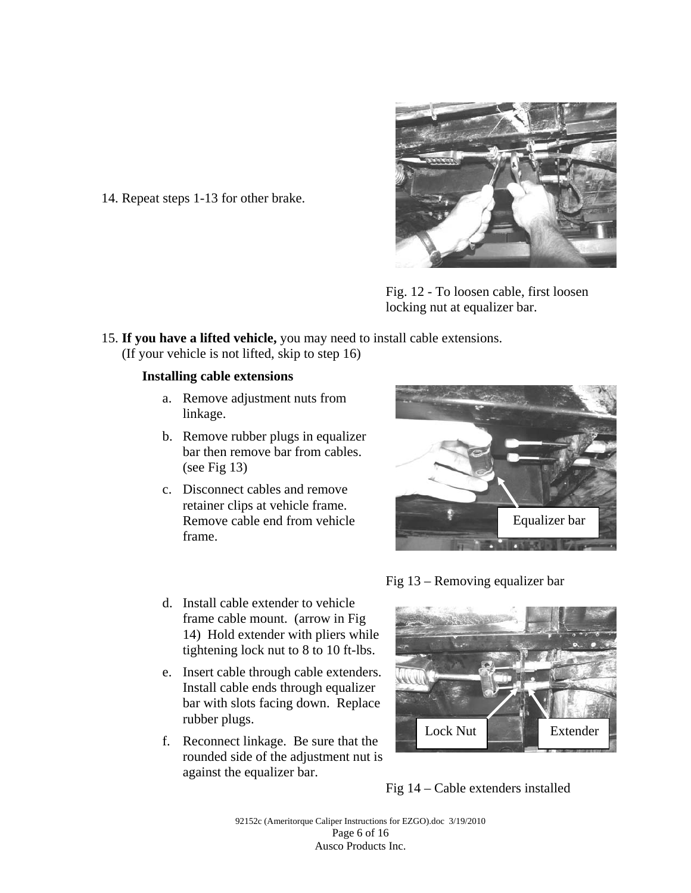14. Repeat steps 1-13 for other brake.

Fig. 12 - To loosen cable, first loosen locking nut at equalizer bar.

15. **If you have a lifted vehicle,** you may need to install cable extensions. (If your vehicle is not lifted, skip to step 16)

**Installing cable extensions**

a. Remove adjustment nuts from linkage.
b. Remove rubber plugs in equalizer bar then remove bar from cables. (see Fig 13)
c. Disconnect cables and remove retainer clips at vehicle frame. Remove cable end from vehicle frame.

Equalizer bar

Fig 13 – Removing equalizer bar

d. Install cable extender to vehicle frame cable mount. (arrow in Fig 14) Hold extender with pliers while tightening lock nut to 8 to 10 ft-lbs.
e. Insert cable through cable extenders. Install cable ends through equalizer bar with slots facing down. Replace rubber plugs.
f. Reconnect linkage. Be sure that the rounded side of the adjustment nut is against the equalizer bar.

Lock Nut

Extender

Fig 14 – Cable extenders installed

92152c (Ameritorque Caliper Instructions for EZGO).doc 3/19/2010

Ausco Products Inc.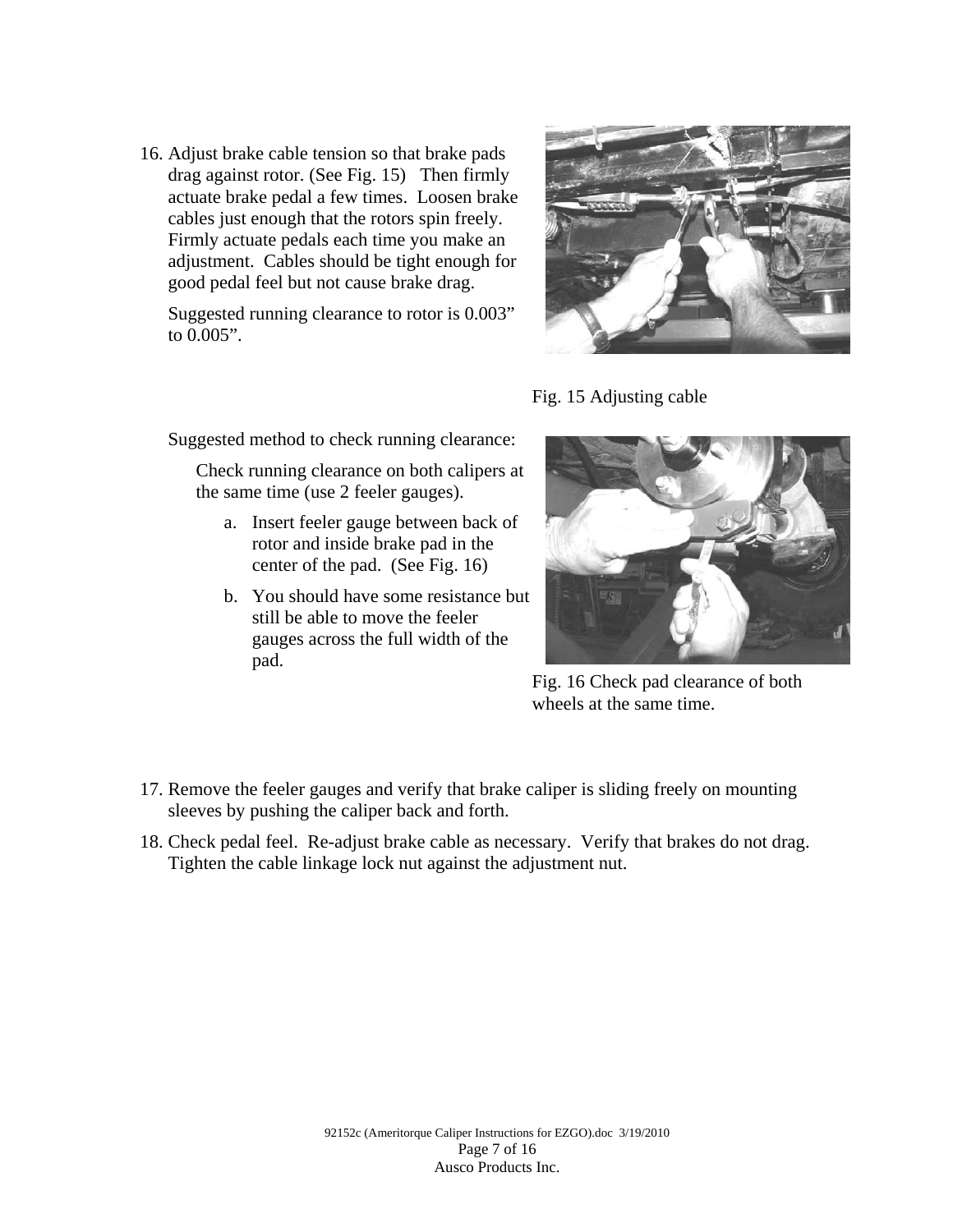16. Adjust brake cable tension so that brake pads drag against rotor. (See Fig. 15) Then firmly actuate brake pedal a few times. Loosen brake cables just enough that the rotors spin freely. Firmly actuate pedals each time you make an adjustment. Cables should be tight enough for good pedal feel but not cause brake drag.

    Suggested running clearance to rotor is 0.003" to 0.005".

Fig. 15 Adjusting cable

    Suggested method to check running clearance:

    Check running clearance on both calipers at the same time (use 2 feeler gauges).

    a. Insert feeler gauge between back of rotor and inside brake pad in the center of the pad. (See Fig. 16)
    b. You should have some resistance but still be able to move the feeler gauges across the full width of the pad.

Fig. 16 Check pad clearance of both wheels at the same time.

17. Remove the feeler gauges and verify that brake caliper is sliding freely on mounting sleeves by pushing the caliper back and forth.
18. Check pedal feel. Re-adjust brake cable as necessary. Verify that brakes do not drag. Tighten the cable linkage lock nut against the adjustment nut.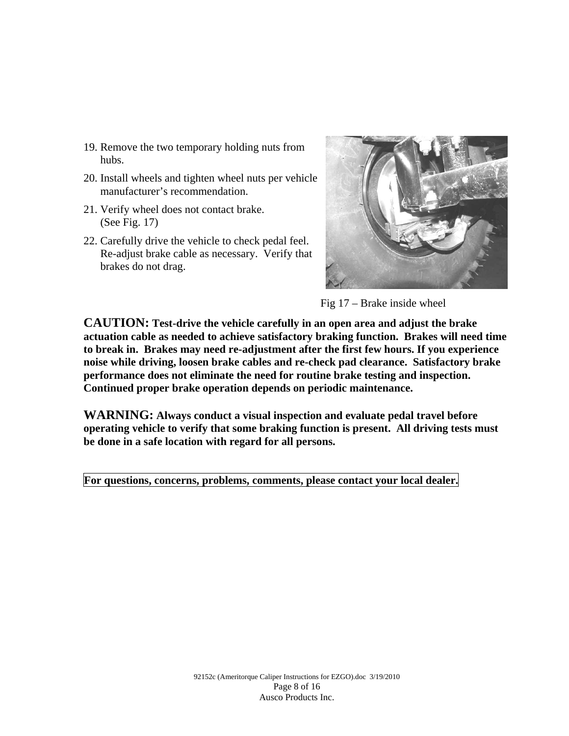19. Remove the two temporary holding nuts from hubs.
20. Install wheels and tighten wheel nuts per vehicle manufacturer's recommendation.
21. Verify wheel does not contact brake. (See Fig. 17)
22. Carefully drive the vehicle to check pedal feel. Re-adjust brake cable as necessary. Verify that brakes do not drag.

Fig 17 – Brake inside wheel

**CAUTION: Test-drive the vehicle carefully in an open area and adjust the brake actuation cable as needed to achieve satisfactory braking function. Brakes will need time to break in. Brakes may need re-adjustment after the first few hours. If you experience noise while driving, loosen brake cables and re-check pad clearance. Satisfactory brake performance does not eliminate the need for routine brake testing and inspection. Continued proper brake operation depends on periodic maintenance.**

**WARNING: Always conduct a visual inspection and evaluate pedal travel before operating vehicle to verify that some braking function is present. All driving tests must be done in a safe location with regard for all persons.**

**For questions, concerns, problems, comments, please contact your local dealer.**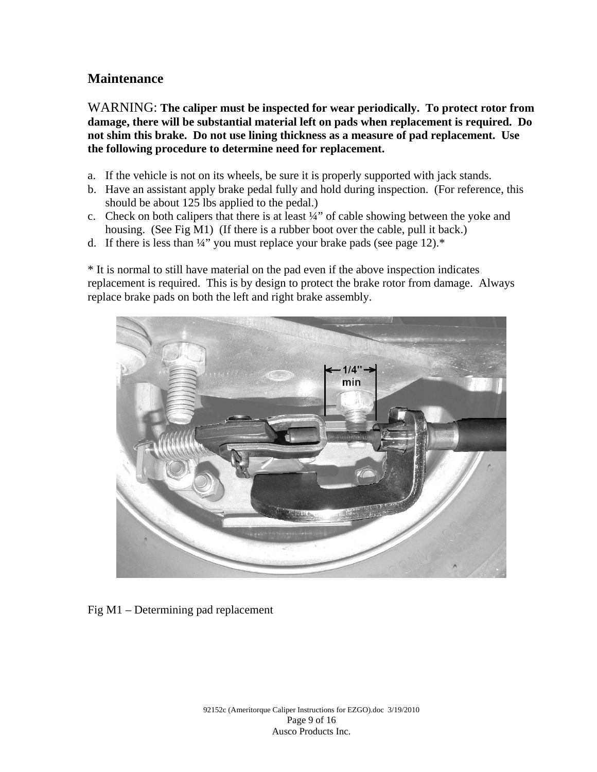## Maintenance

WARNING: **The caliper must be inspected for wear periodically. To protect rotor from damage, there will be substantial material left on pads when replacement is required. Do not shim this brake. Do not use lining thickness as a measure of pad replacement. Use the following procedure to determine need for replacement.**

a. If the vehicle is not on its wheels, be sure it is properly supported with jack stands.
b. Have an assistant apply brake pedal fully and hold during inspection. (For reference, this should be about 125 lbs applied to the pedal.)
c. Check on both calipers that there is at least ¼" of cable showing between the yoke and housing. (See Fig M1) (If there is a rubber boot over the cable, pull it back.)
d. If there is less than ¼" you must replace your brake pads (see page 12).*

* It is normal to still have material on the pad even if the above inspection indicates replacement is required. This is by design to protect the brake rotor from damage. Always replace brake pads on both the left and right brake assembly.

Fig M1 – Determining pad replacement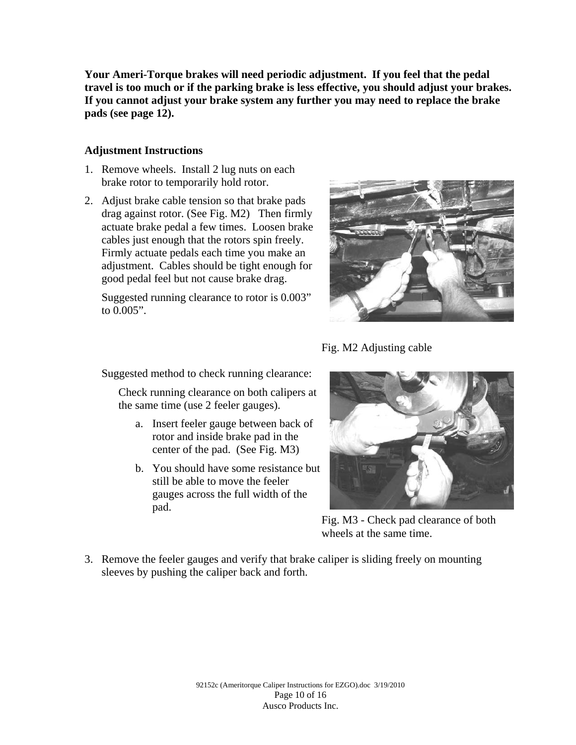**Your Ameri-Torque brakes will need periodic adjustment. If you feel that the pedal travel is too much or if the parking brake is less effective, you should adjust your brakes. If you cannot adjust your brake system any further you may need to replace the brake pads (see page 12).**

### Adjustment Instructions

1. Remove wheels. Install 2 lug nuts on each brake rotor to temporarily hold rotor.
2. Adjust brake cable tension so that brake pads drag against rotor. (See Fig. M2) Then firmly actuate brake pedal a few times. Loosen brake cables just enough that the rotors spin freely. Firmly actuate pedals each time you make an adjustment. Cables should be tight enough for good pedal feel but not cause brake drag.

   Suggested running clearance to rotor is 0.003" to 0.005".

Fig. M2 Adjusting cable

   Suggested method to check running clearance:

   Check running clearance on both calipers at the same time (use 2 feeler gauges).

   a. Insert feeler gauge between back of rotor and inside brake pad in the center of the pad. (See Fig. M3)
   b. You should have some resistance but still be able to move the feeler gauges across the full width of the pad.

Fig. M3 - Check pad clearance of both wheels at the same time.

3. Remove the feeler gauges and verify that brake caliper is sliding freely on mounting sleeves by pushing the caliper back and forth.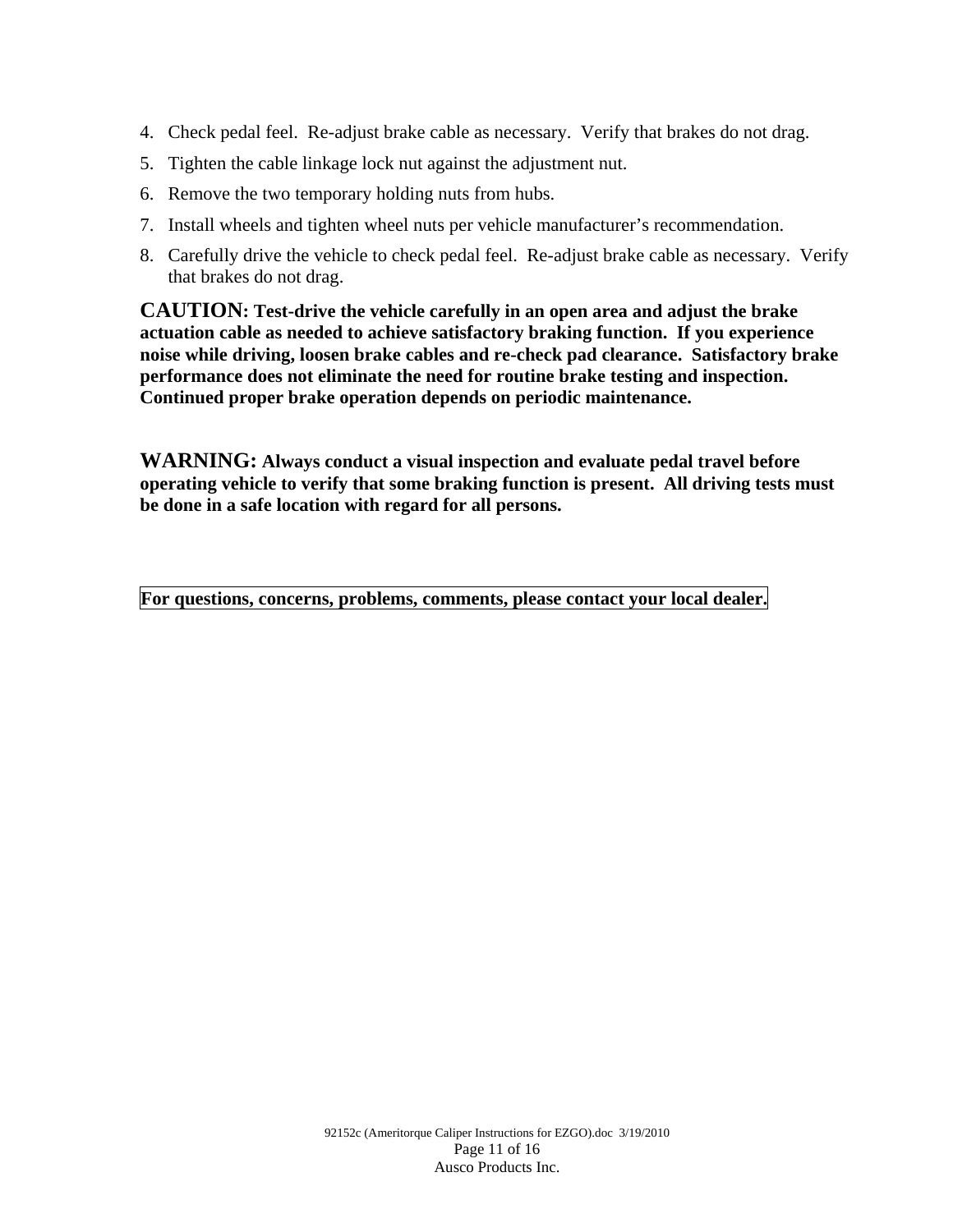4. Check pedal feel. Re-adjust brake cable as necessary. Verify that brakes do not drag.
5. Tighten the cable linkage lock nut against the adjustment nut.
6. Remove the two temporary holding nuts from hubs.
7. Install wheels and tighten wheel nuts per vehicle manufacturer's recommendation.
8. Carefully drive the vehicle to check pedal feel. Re-adjust brake cable as necessary. Verify that brakes do not drag.

**CAUTION: Test-drive the vehicle carefully in an open area and adjust the brake actuation cable as needed to achieve satisfactory braking function. If you experience noise while driving, loosen brake cables and re-check pad clearance. Satisfactory brake performance does not eliminate the need for routine brake testing and inspection. Continued proper brake operation depends on periodic maintenance.**

**WARNING: Always conduct a visual inspection and evaluate pedal travel before operating vehicle to verify that some braking function is present. All driving tests must be done in a safe location with regard for all persons.**

**For questions, concerns, problems, comments, please contact your local dealer.**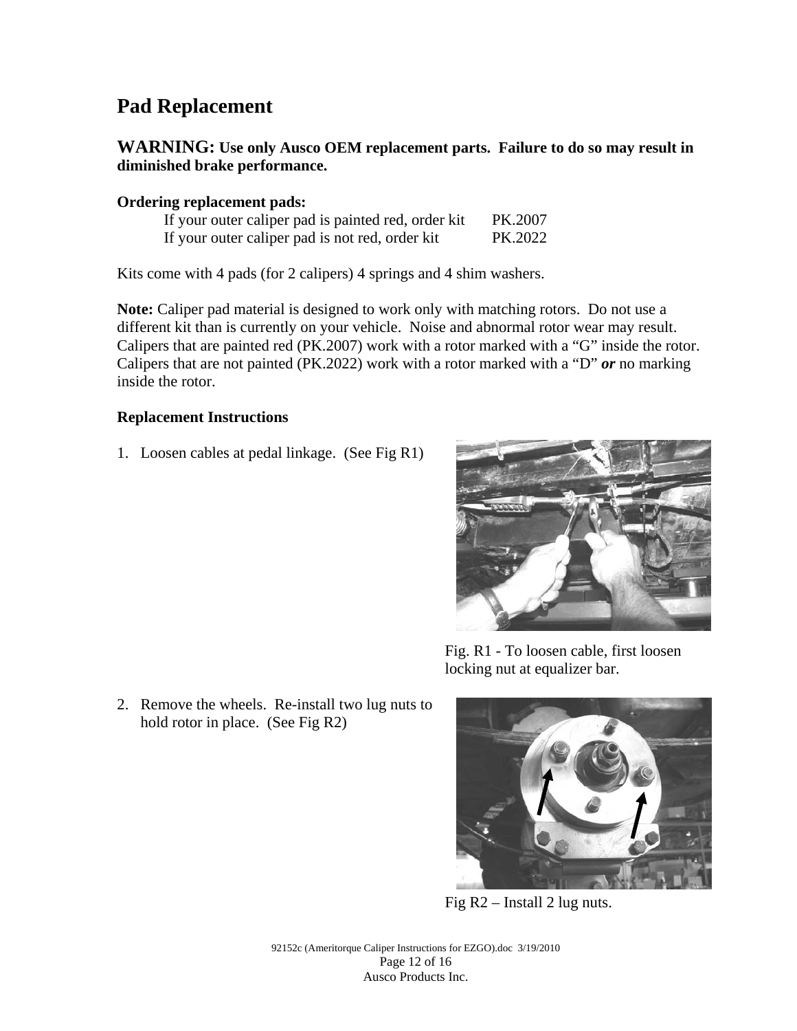# Pad Replacement

**WARNING: Use only Ausco OEM replacement parts. Failure to do so may result in diminished brake performance.**

**Ordering replacement pads:**

If your outer caliper pad is painted red, order kit PK.2007
If your outer caliper pad is not red, order kit PK.2022

Kits come with 4 pads (for 2 calipers) 4 springs and 4 shim washers.

**Note:** Caliper pad material is designed to work only with matching rotors. Do not use a different kit than is currently on your vehicle. Noise and abnormal rotor wear may result. Calipers that are painted red (PK.2007) work with a rotor marked with a "G" inside the rotor. Calipers that are not painted (PK.2022) work with a rotor marked with a "D" ***or*** no marking inside the rotor.

**Replacement Instructions**

1. Loosen cables at pedal linkage. (See Fig R1)

Fig. R1 - To loosen cable, first loosen locking nut at equalizer bar.

2. Remove the wheels. Re-install two lug nuts to hold rotor in place. (See Fig R2)

Fig R2 – Install 2 lug nuts.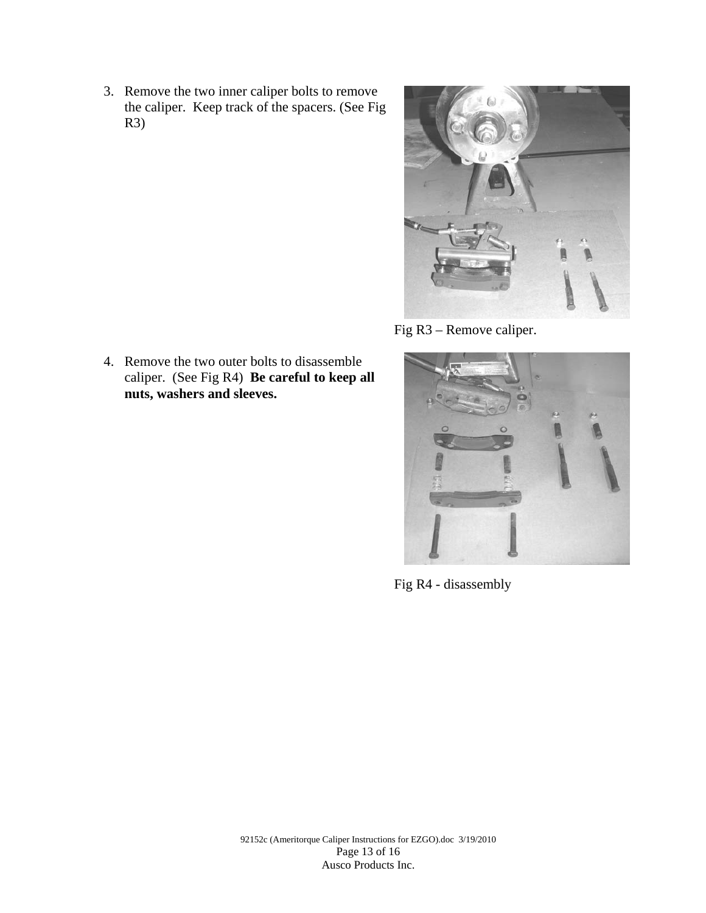3. Remove the two inner caliper bolts to remove the caliper. Keep track of the spacers. (See Fig R3)

Fig R3 – Remove caliper.

4. Remove the two outer bolts to disassemble caliper. (See Fig R4) **Be careful to keep all nuts, washers and sleeves.**

Fig R4 - disassembly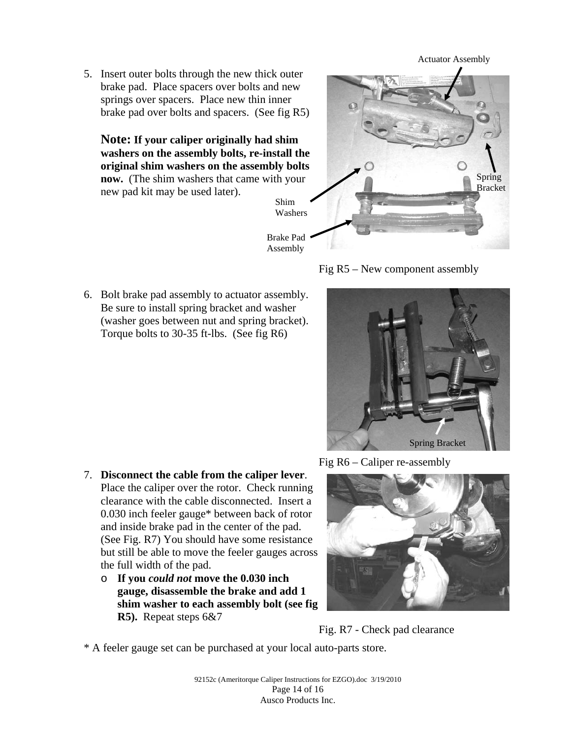5. Insert outer bolts through the new thick outer brake pad. Place spacers over bolts and new springs over spacers. Place new thin inner brake pad over bolts and spacers. (See fig R5)

   **Note: If your caliper originally had shim washers on the assembly bolts, re-install the original shim washers on the assembly bolts now.** (The shim washers that came with your new pad kit may be used later).

Actuator Assembly

Spring Bracket

Shim Washers

Brake Pad Assembly

Fig R5 – New component assembly

6. Bolt brake pad assembly to actuator assembly. Be sure to install spring bracket and washer (washer goes between nut and spring bracket). Torque bolts to 30-35 ft-lbs. (See fig R6)

Spring Bracket

Fig R6 – Caliper re-assembly

7. **Disconnect the cable from the caliper lever**. Place the caliper over the rotor. Check running clearance with the cable disconnected. Insert a 0.030 inch feeler gauge* between back of rotor and inside brake pad in the center of the pad. (See Fig. R7) You should have some resistance but still be able to move the feeler gauges across the full width of the pad.
   - **If you *could not* move the 0.030 inch gauge, disassemble the brake and add 1 shim washer to each assembly bolt (see fig R5).** Repeat steps 6&7

Fig. R7 - Check pad clearance

\* A feeler gauge set can be purchased at your local auto-parts store.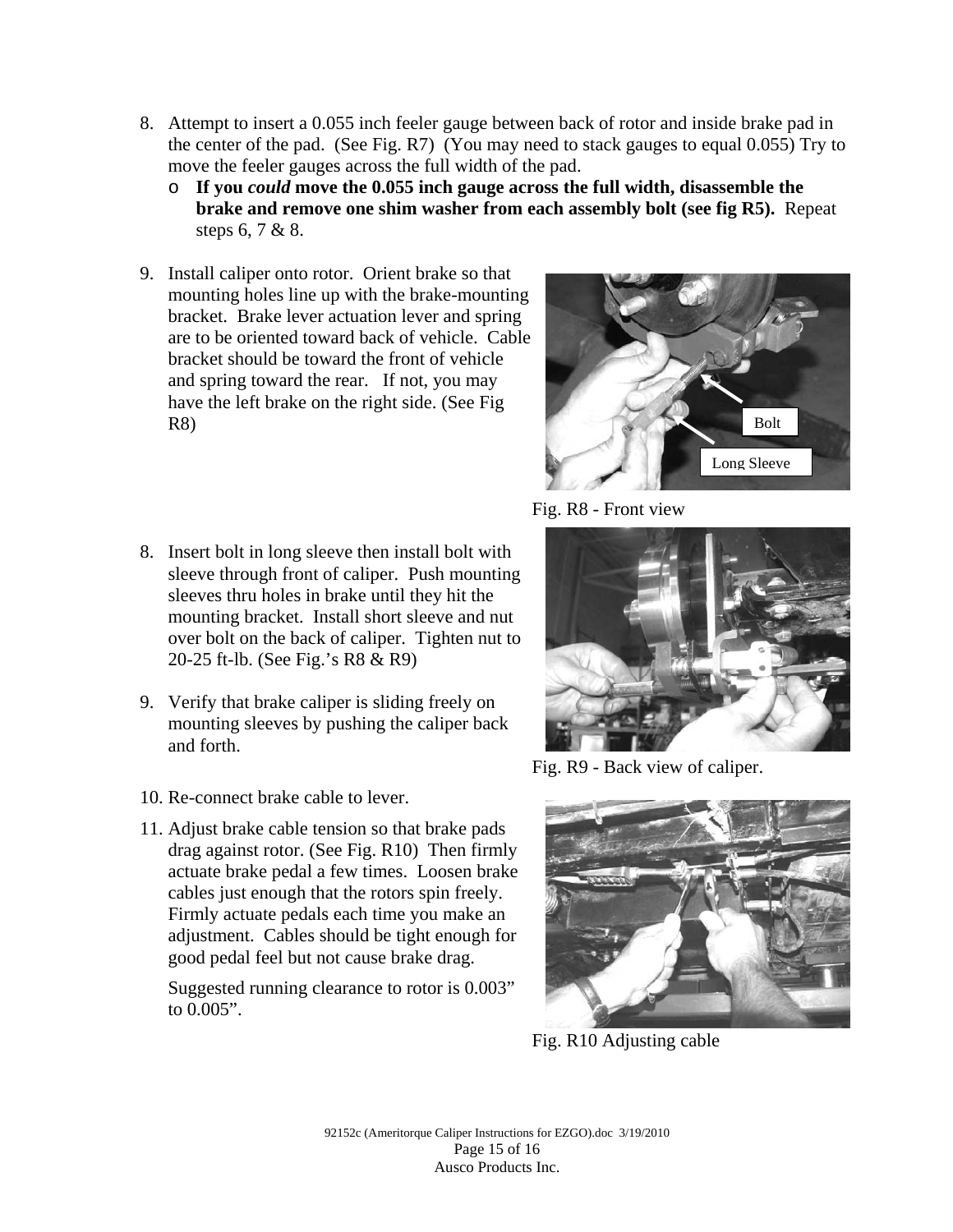8. Attempt to insert a 0.055 inch feeler gauge between back of rotor and inside brake pad in the center of the pad. (See Fig. R7) (You may need to stack gauges to equal 0.055) Try to move the feeler gauges across the full width of the pad.
   - **If you *could* move the 0.055 inch gauge across the full width, disassemble the brake and remove one shim washer from each assembly bolt (see fig R5).** Repeat steps 6, 7 & 8.

9. Install caliper onto rotor. Orient brake so that mounting holes line up with the brake-mounting bracket. Brake lever actuation lever and spring are to be oriented toward back of vehicle. Cable bracket should be toward the front of vehicle and spring toward the rear. If not, you may have the left brake on the right side. (See Fig R8)

Bolt

Long Sleeve

Fig. R8 - Front view

8. Insert bolt in long sleeve then install bolt with sleeve through front of caliper. Push mounting sleeves thru holes in brake until they hit the mounting bracket. Install short sleeve and nut over bolt on the back of caliper. Tighten nut to 20-25 ft-lb. (See Fig.'s R8 & R9)

9. Verify that brake caliper is sliding freely on mounting sleeves by pushing the caliper back and forth.

Fig. R9 - Back view of caliper.

10. Re-connect brake cable to lever.

11. Adjust brake cable tension so that brake pads drag against rotor. (See Fig. R10) Then firmly actuate brake pedal a few times. Loosen brake cables just enough that the rotors spin freely. Firmly actuate pedals each time you make an adjustment. Cables should be tight enough for good pedal feel but not cause brake drag.

    Suggested running clearance to rotor is 0.003" to 0.005".

Fig. R10 Adjusting cable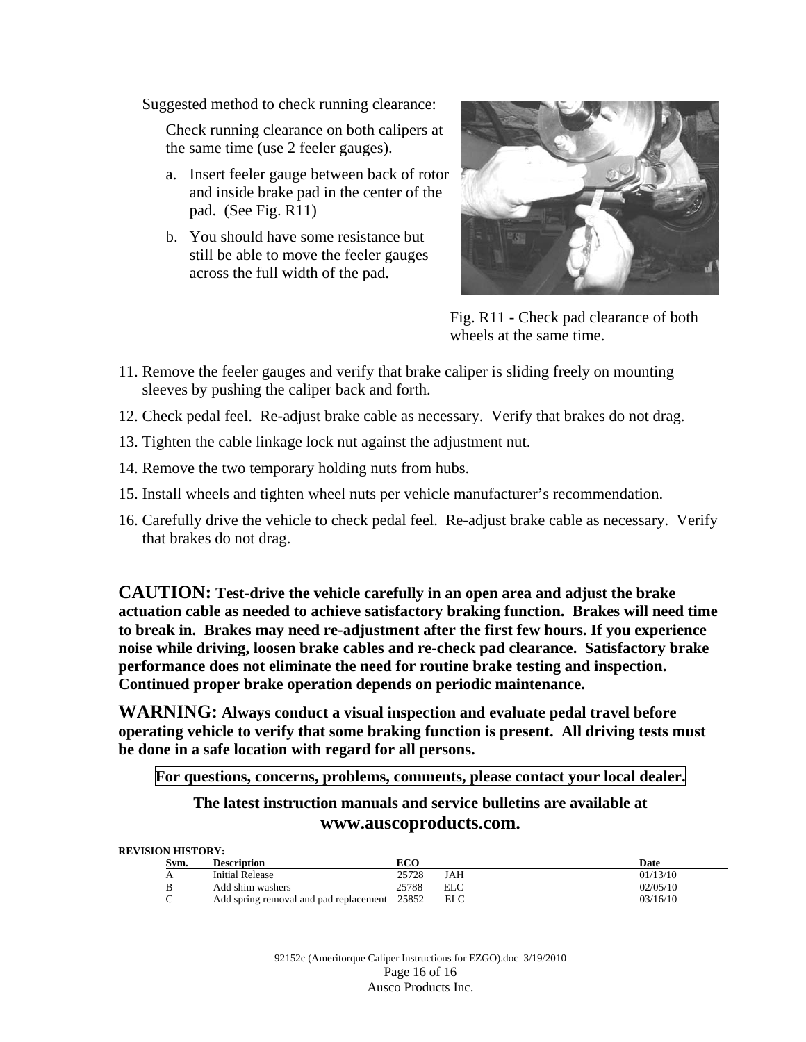Suggested method to check running clearance:

Check running clearance on both calipers at the same time (use 2 feeler gauges).

a. Insert feeler gauge between back of rotor and inside brake pad in the center of the pad. (See Fig. R11)
b. You should have some resistance but still be able to move the feeler gauges across the full width of the pad.

Fig. R11 - Check pad clearance of both wheels at the same time.

11. Remove the feeler gauges and verify that brake caliper is sliding freely on mounting sleeves by pushing the caliper back and forth.
12. Check pedal feel. Re-adjust brake cable as necessary. Verify that brakes do not drag.
13. Tighten the cable linkage lock nut against the adjustment nut.
14. Remove the two temporary holding nuts from hubs.
15. Install wheels and tighten wheel nuts per vehicle manufacturer's recommendation.
16. Carefully drive the vehicle to check pedal feel. Re-adjust brake cable as necessary. Verify that brakes do not drag.

**CAUTION: Test-drive the vehicle carefully in an open area and adjust the brake actuation cable as needed to achieve satisfactory braking function. Brakes will need time to break in. Brakes may need re-adjustment after the first few hours. If you experience noise while driving, loosen brake cables and re-check pad clearance. Satisfactory brake performance does not eliminate the need for routine brake testing and inspection. Continued proper brake operation depends on periodic maintenance.**

**WARNING: Always conduct a visual inspection and evaluate pedal travel before operating vehicle to verify that some braking function is present. All driving tests must be done in a safe location with regard for all persons.**

**For questions, concerns, problems, comments, please contact your local dealer.**

**The latest instruction manuals and service bulletins are available at www.auscoproducts.com.**

**REVISION HISTORY:**

| Sym. | Description | ECO | | Date |
|---|---|---|---|---|
| A | Initial Release | 25728 | JAH | 01/13/10 |
| B | Add shim washers | 25788 | ELC | 02/05/10 |
| C | Add spring removal and pad replacement | 25852 | ELC | 03/16/10 |

92152c (Ameritorque Caliper Instructions for EZGO).doc 3/19/2010

Ausco Products Inc.